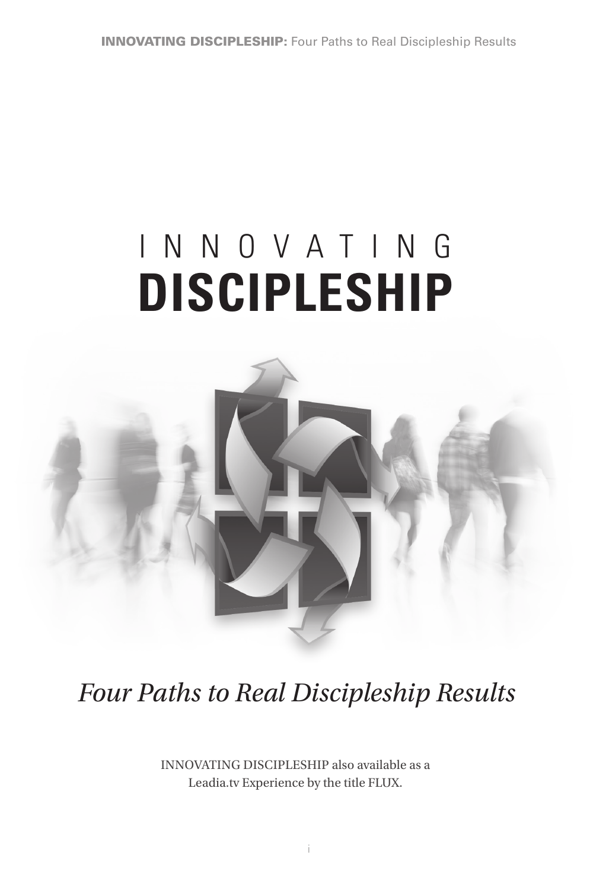# INNOVATING DISCIPLESHIP

*Four Paths to Real Discipleship Results*

INNOVATING DISCIPLESHIP also available as a Leadia.tv Experience by the title FLUX.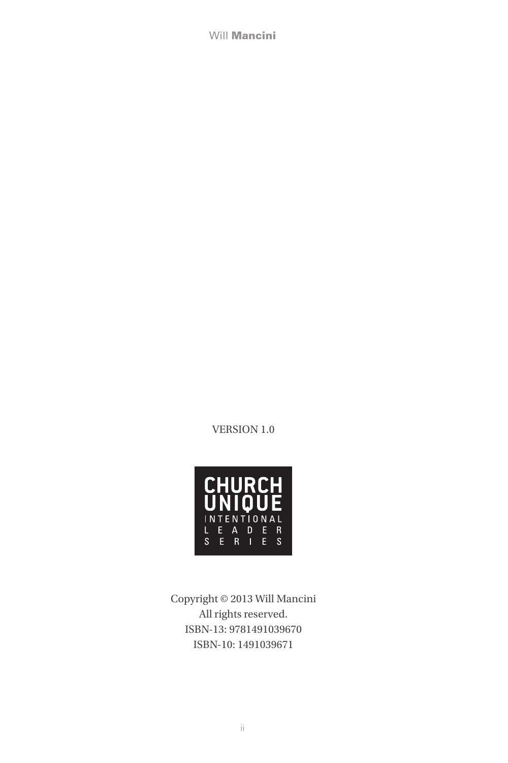VERSION 1.0

CHURCH UNIQUE
INTENTIONAL LEADER SERIES

Copyright © 2013 Will Mancini
All rights reserved.
ISBN-13: 9781491039670
ISBN-10: 1491039671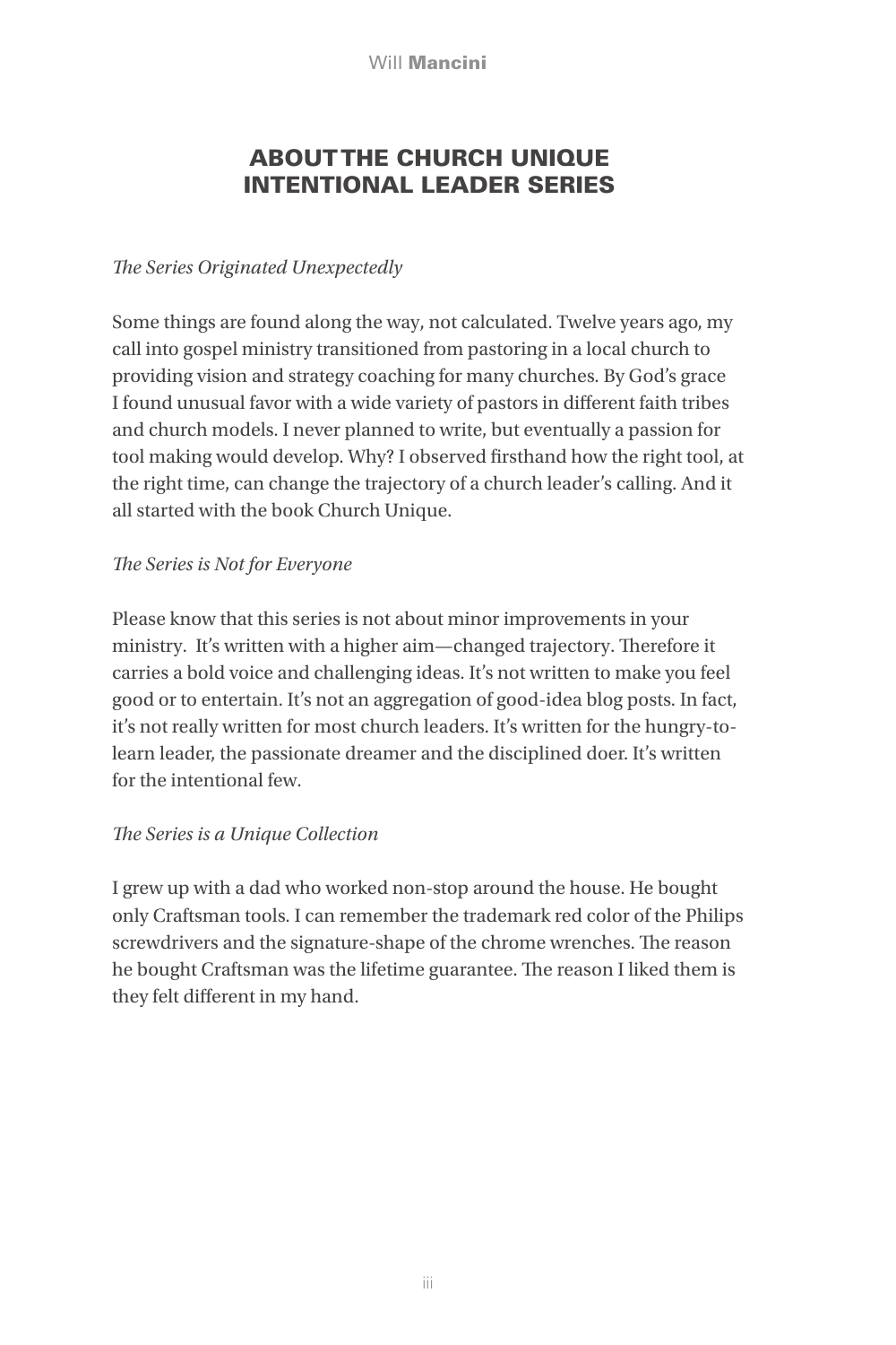## ABOUT THE CHURCH UNIQUE INTENTIONAL LEADER SERIES

*The Series Originated Unexpectedly*

Some things are found along the way, not calculated. Twelve years ago, my call into gospel ministry transitioned from pastoring in a local church to providing vision and strategy coaching for many churches. By God's grace I found unusual favor with a wide variety of pastors in different faith tribes and church models. I never planned to write, but eventually a passion for tool making would develop. Why? I observed firsthand how the right tool, at the right time, can change the trajectory of a church leader's calling. And it all started with the book Church Unique.

*The Series is Not for Everyone*

Please know that this series is not about minor improvements in your ministry. It's written with a higher aim—changed trajectory. Therefore it carries a bold voice and challenging ideas. It's not written to make you feel good or to entertain. It's not an aggregation of good-idea blog posts. In fact, it's not really written for most church leaders. It's written for the hungry-to-learn leader, the passionate dreamer and the disciplined doer. It's written for the intentional few.

*The Series is a Unique Collection*

I grew up with a dad who worked non-stop around the house. He bought only Craftsman tools. I can remember the trademark red color of the Philips screwdrivers and the signature-shape of the chrome wrenches. The reason he bought Craftsman was the lifetime guarantee. The reason I liked them is they felt different in my hand.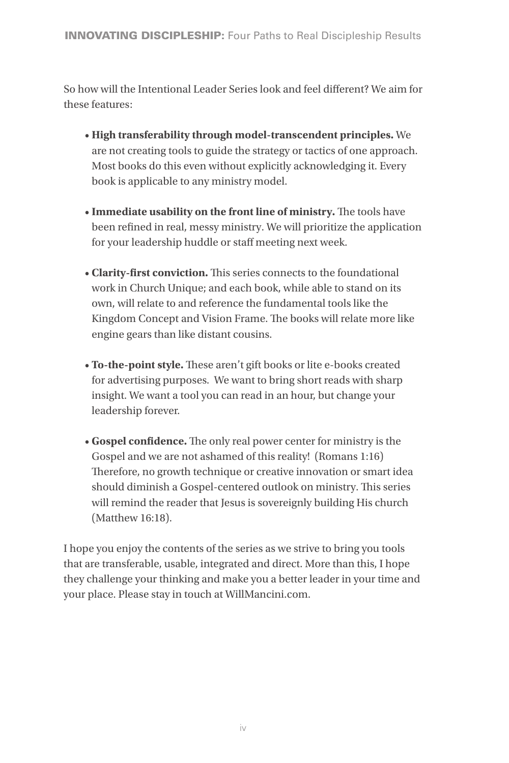So how will the Intentional Leader Series look and feel different? We aim for these features:

- **High transferability through model-transcendent principles.** We are not creating tools to guide the strategy or tactics of one approach. Most books do this even without explicitly acknowledging it. Every book is applicable to any ministry model.

- **Immediate usability on the front line of ministry.** The tools have been refined in real, messy ministry. We will prioritize the application for your leadership huddle or staff meeting next week.

- **Clarity-first conviction.** This series connects to the foundational work in Church Unique; and each book, while able to stand on its own, will relate to and reference the fundamental tools like the Kingdom Concept and Vision Frame. The books will relate more like engine gears than like distant cousins.

- **To-the-point style.** These aren't gift books or lite e-books created for advertising purposes. We want to bring short reads with sharp insight. We want a tool you can read in an hour, but change your leadership forever.

- **Gospel confidence.** The only real power center for ministry is the Gospel and we are not ashamed of this reality! (Romans 1:16) Therefore, no growth technique or creative innovation or smart idea should diminish a Gospel-centered outlook on ministry. This series will remind the reader that Jesus is sovereignly building His church (Matthew 16:18).

I hope you enjoy the contents of the series as we strive to bring you tools that are transferable, usable, integrated and direct. More than this, I hope they challenge your thinking and make you a better leader in your time and your place. Please stay in touch at WillMancini.com.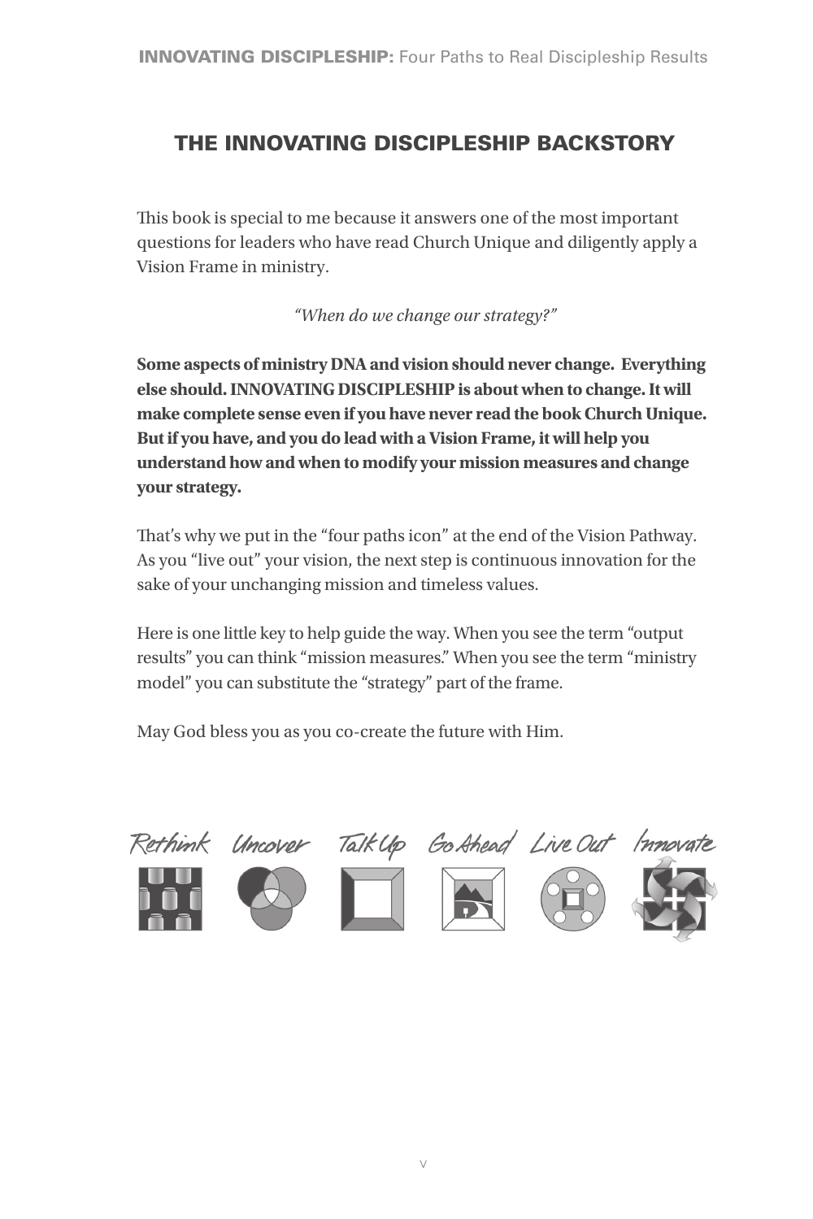## THE INNOVATING DISCIPLESHIP BACKSTORY

This book is special to me because it answers one of the most important questions for leaders who have read Church Unique and diligently apply a Vision Frame in ministry.

*"When do we change our strategy?"*

**Some aspects of ministry DNA and vision should never change. Everything else should. INNOVATING DISCIPLESHIP is about when to change. It will make complete sense even if you have never read the book Church Unique. But if you have, and you do lead with a Vision Frame, it will help you understand how and when to modify your mission measures and change your strategy.**

That's why we put in the "four paths icon" at the end of the Vision Pathway. As you "live out" your vision, the next step is continuous innovation for the sake of your unchanging mission and timeless values.

Here is one little key to help guide the way. When you see the term "output results" you can think "mission measures." When you see the term "ministry model" you can substitute the "strategy" part of the frame.

May God bless you as you co-create the future with Him.

Rethink Uncover Talk Up Go Ahead Live Out Innovate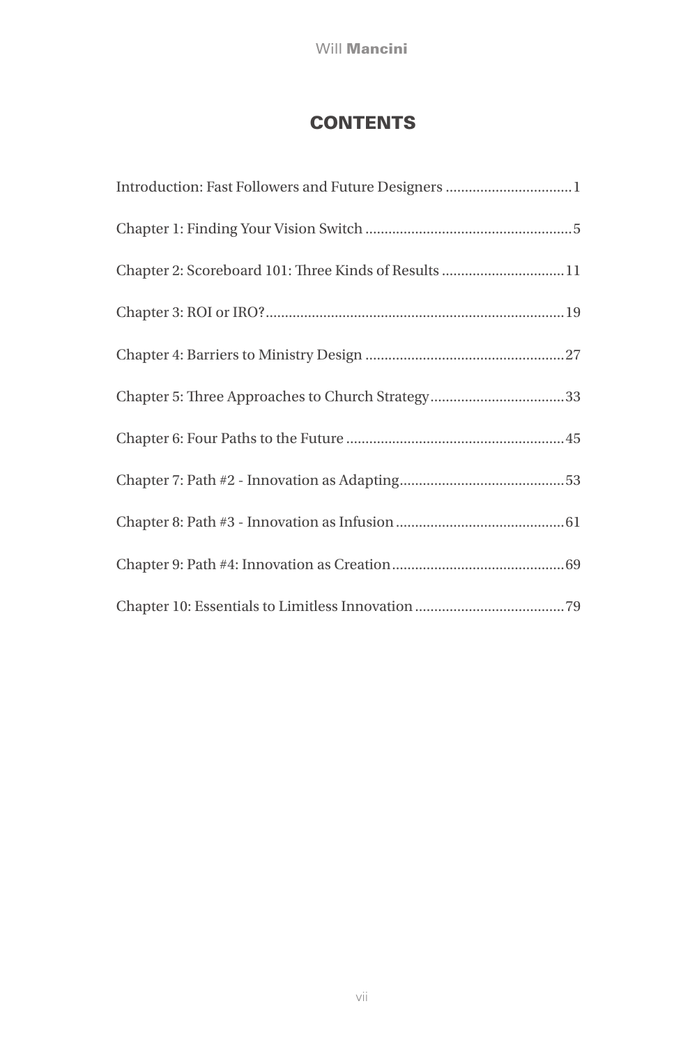# CONTENTS

Introduction: Fast Followers and Future Designers ................................1

Chapter 1: Finding Your Vision Switch ......................................................5

Chapter 2: Scoreboard 101: Three Kinds of Results ...............................11

Chapter 3: ROI or IRO? ..............................................................................19

Chapter 4: Barriers to Ministry Design ....................................................27

Chapter 5: Three Approaches to Church Strategy ...................................33

Chapter 6: Four Paths to the Future .........................................................45

Chapter 7: Path #2 - Innovation as Adapting ...........................................53

Chapter 8: Path #3 - Innovation as Infusion ............................................61

Chapter 9: Path #4: Innovation as Creation .............................................69

Chapter 10: Essentials to Limitless Innovation .......................................79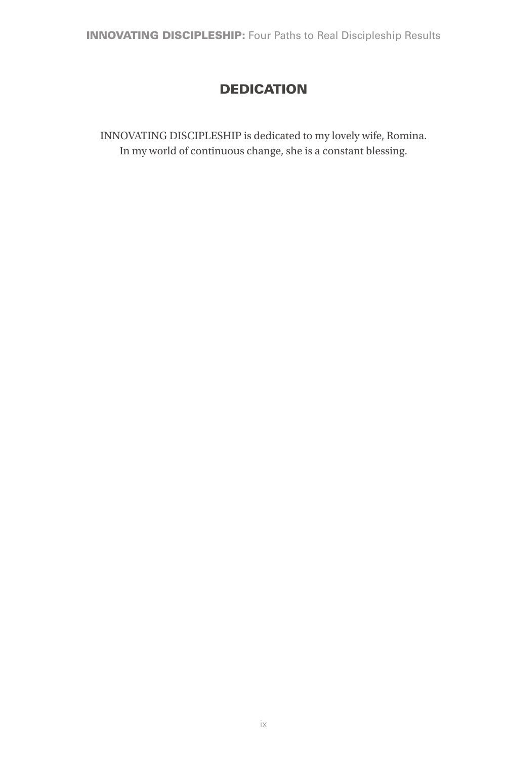# DEDICATION

INNOVATING DISCIPLESHIP is dedicated to my lovely wife, Romina.
In my world of continuous change, she is a constant blessing.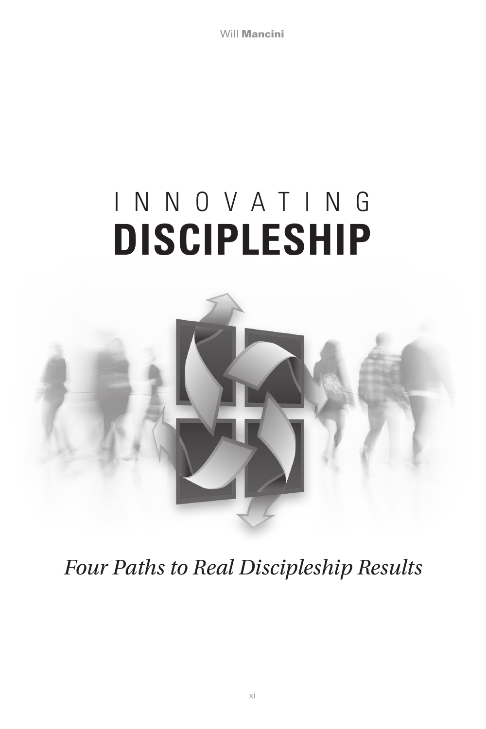Will **Mancini**

# INNOVATING **DISCIPLESHIP**

*Four Paths to Real Discipleship Results*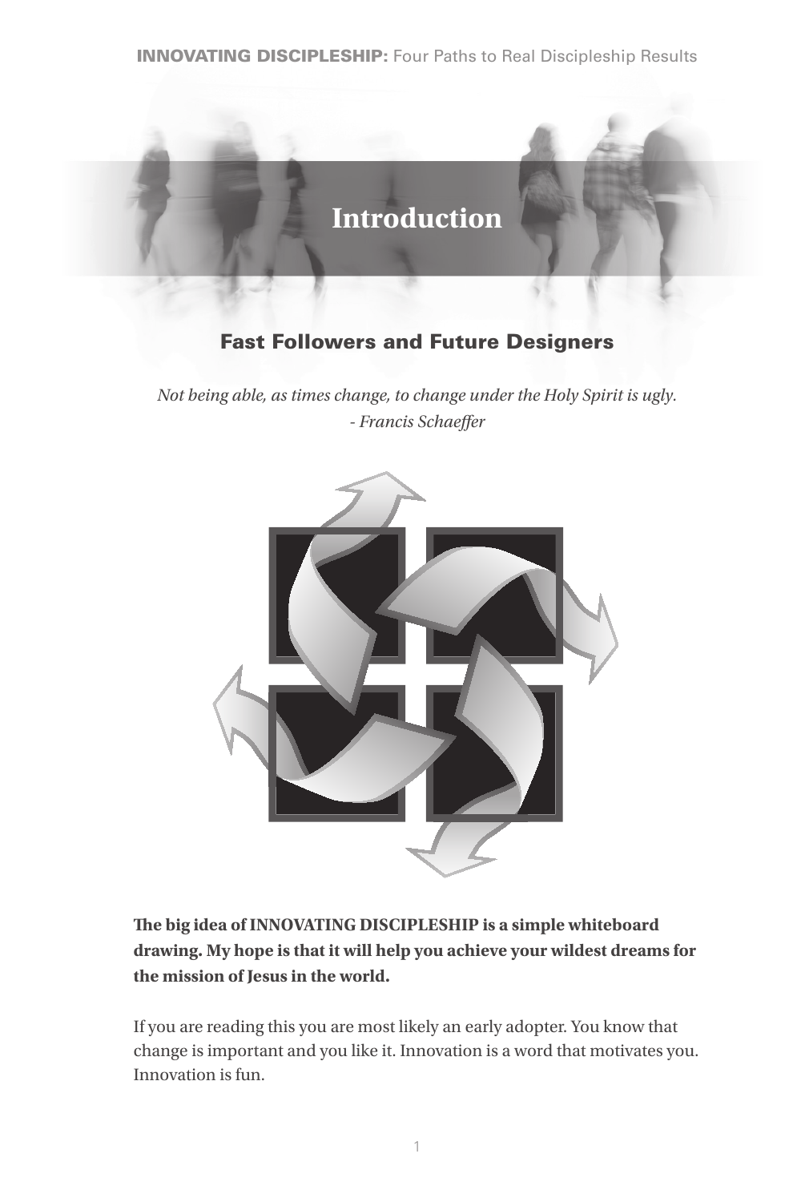# Introduction

## Fast Followers and Future Designers

*Not being able, as times change, to change under the Holy Spirit is ugly.*
*- Francis Schaeffer*

**The big idea of INNOVATING DISCIPLESHIP is a simple whiteboard drawing. My hope is that it will help you achieve your wildest dreams for the mission of Jesus in the world.**

If you are reading this you are most likely an early adopter. You know that change is important and you like it. Innovation is a word that motivates you. Innovation is fun.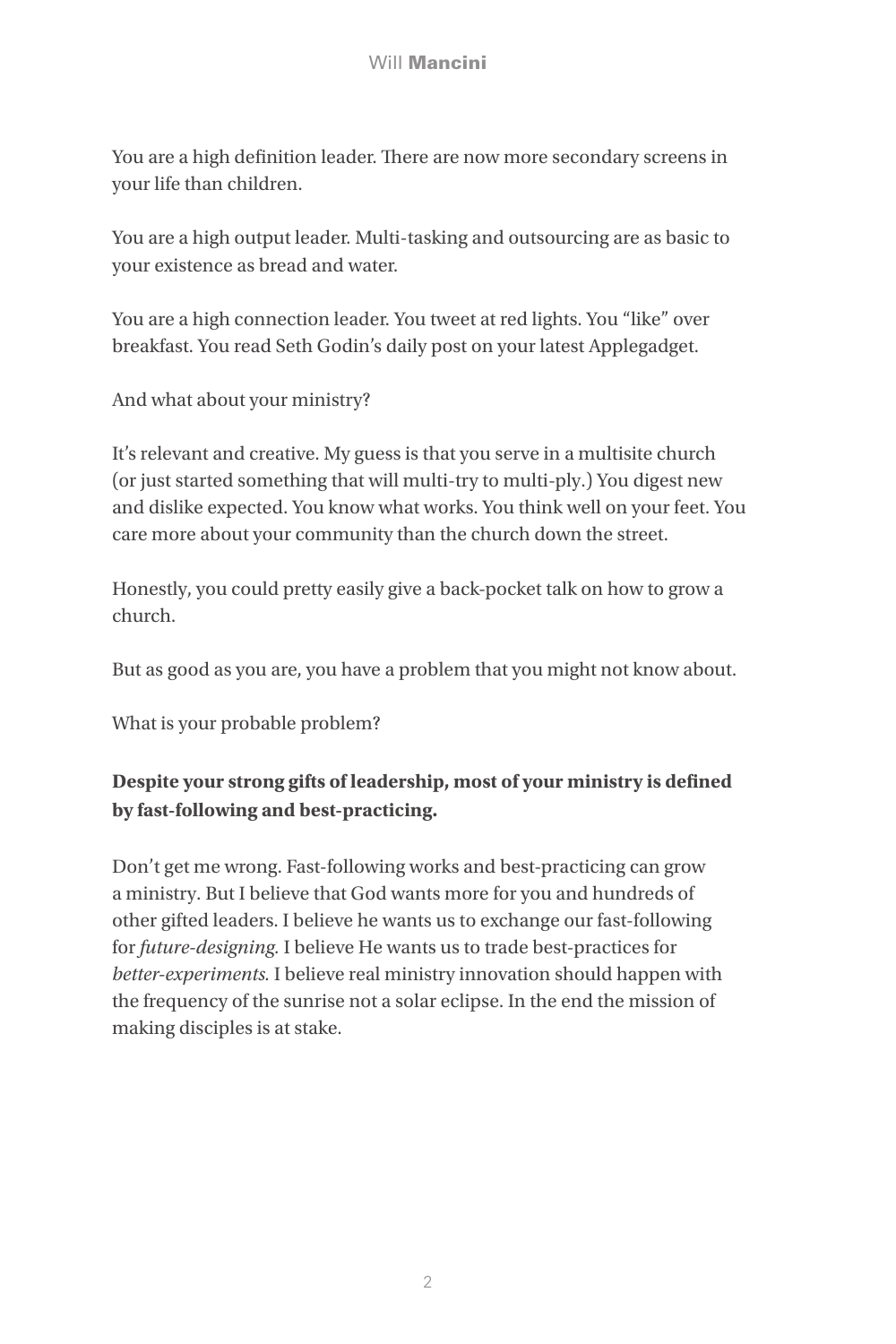You are a high definition leader. There are now more secondary screens in your life than children.

You are a high output leader. Multi-tasking and outsourcing are as basic to your existence as bread and water.

You are a high connection leader. You tweet at red lights. You "like" over breakfast. You read Seth Godin's daily post on your latest Applegadget.

And what about your ministry?

It's relevant and creative. My guess is that you serve in a multisite church (or just started something that will multi-try to multi-ply.) You digest new and dislike expected. You know what works. You think well on your feet. You care more about your community than the church down the street.

Honestly, you could pretty easily give a back-pocket talk on how to grow a church.

But as good as you are, you have a problem that you might not know about.

What is your probable problem?

**Despite your strong gifts of leadership, most of your ministry is defined by fast-following and best-practicing.**

Don't get me wrong. Fast-following works and best-practicing can grow a ministry. But I believe that God wants more for you and hundreds of other gifted leaders. I believe he wants us to exchange our fast-following for *future-designing.* I believe He wants us to trade best-practices for *better-experiments.* I believe real ministry innovation should happen with the frequency of the sunrise not a solar eclipse. In the end the mission of making disciples is at stake.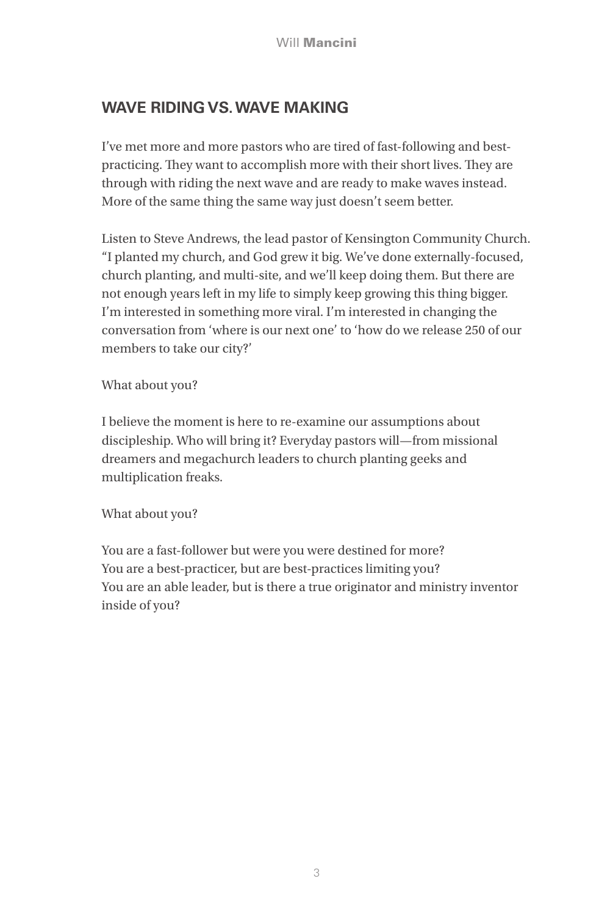## WAVE RIDING VS. WAVE MAKING

I've met more and more pastors who are tired of fast-following and best-practicing. They want to accomplish more with their short lives. They are through with riding the next wave and are ready to make waves instead. More of the same thing the same way just doesn't seem better.

Listen to Steve Andrews, the lead pastor of Kensington Community Church. "I planted my church, and God grew it big. We've done externally-focused, church planting, and multi-site, and we'll keep doing them. But there are not enough years left in my life to simply keep growing this thing bigger. I'm interested in something more viral. I'm interested in changing the conversation from 'where is our next one' to 'how do we release 250 of our members to take our city?'

What about you?

I believe the moment is here to re-examine our assumptions about discipleship. Who will bring it? Everyday pastors will—from missional dreamers and megachurch leaders to church planting geeks and multiplication freaks.

What about you?

You are a fast-follower but were you were destined for more?
You are a best-practicer, but are best-practices limiting you?
You are an able leader, but is there a true originator and ministry inventor inside of you?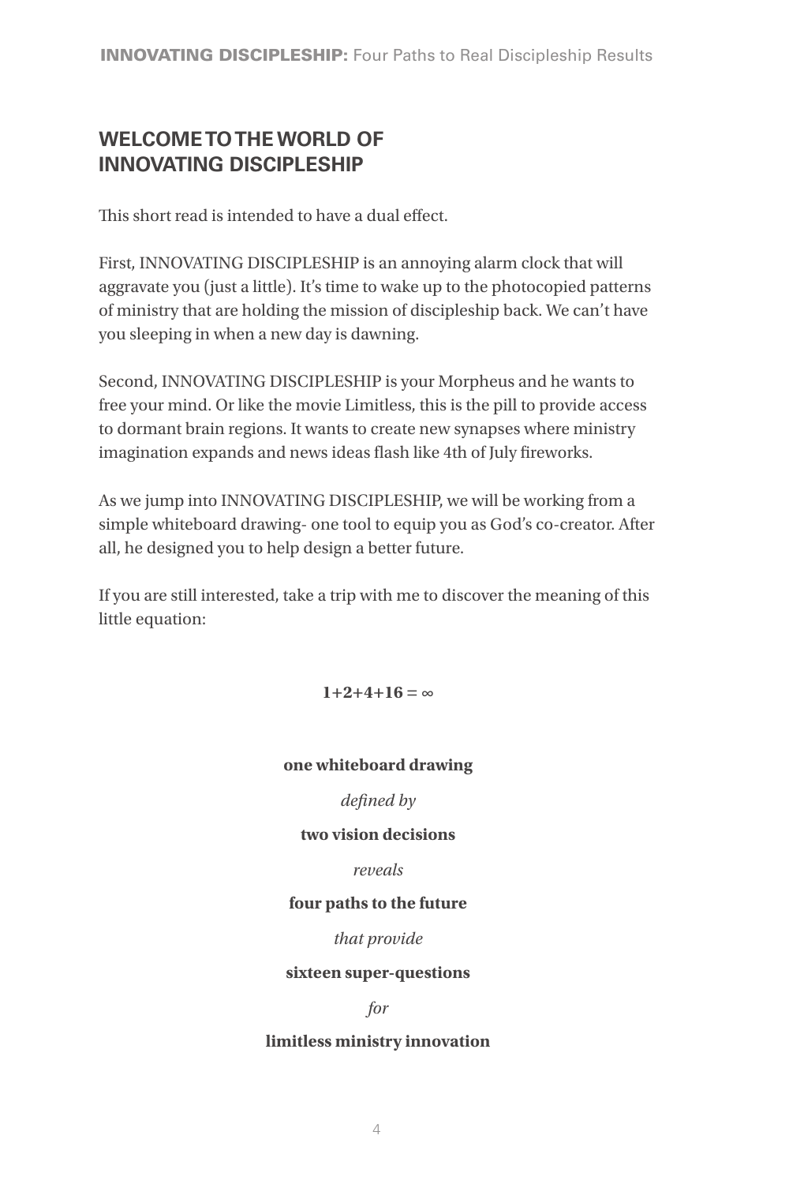## WELCOME TO THE WORLD OF INNOVATING DISCIPLESHIP

This short read is intended to have a dual effect.

First, INNOVATING DISCIPLESHIP is an annoying alarm clock that will aggravate you (just a little). It's time to wake up to the photocopied patterns of ministry that are holding the mission of discipleship back. We can't have you sleeping in when a new day is dawning.

Second, INNOVATING DISCIPLESHIP is your Morpheus and he wants to free your mind. Or like the movie Limitless, this is the pill to provide access to dormant brain regions. It wants to create new synapses where ministry imagination expands and news ideas flash like 4th of July fireworks.

As we jump into INNOVATING DISCIPLESHIP, we will be working from a simple whiteboard drawing- one tool to equip you as God's co-creator. After all, he designed you to help design a better future.

If you are still interested, take a trip with me to discover the meaning of this little equation:

**1+2+4+16 = ∞**

**one whiteboard drawing**

*defined by*

**two vision decisions**

*reveals*

**four paths to the future**

*that provide*

**sixteen super-questions**

*for*

**limitless ministry innovation**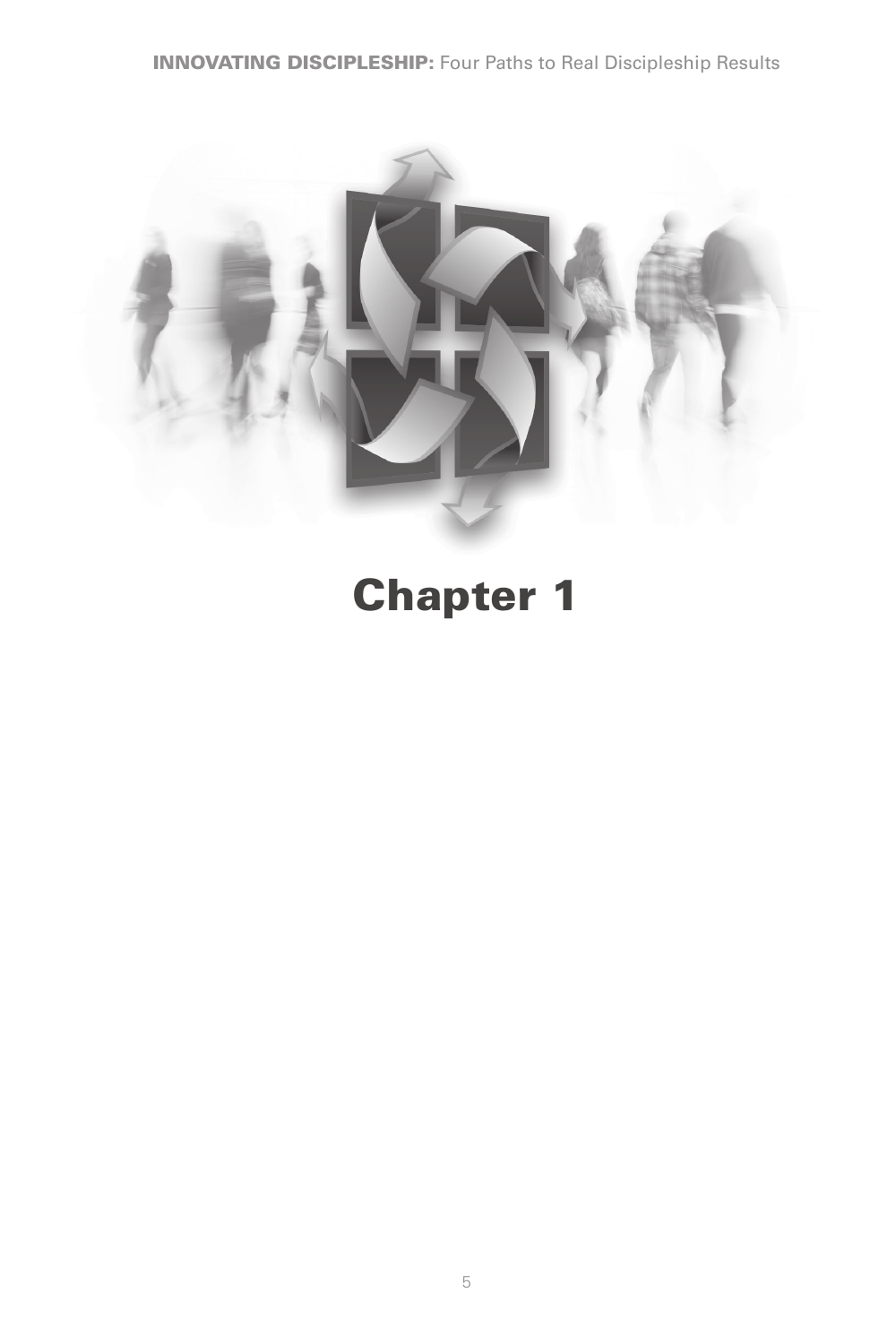# Chapter 1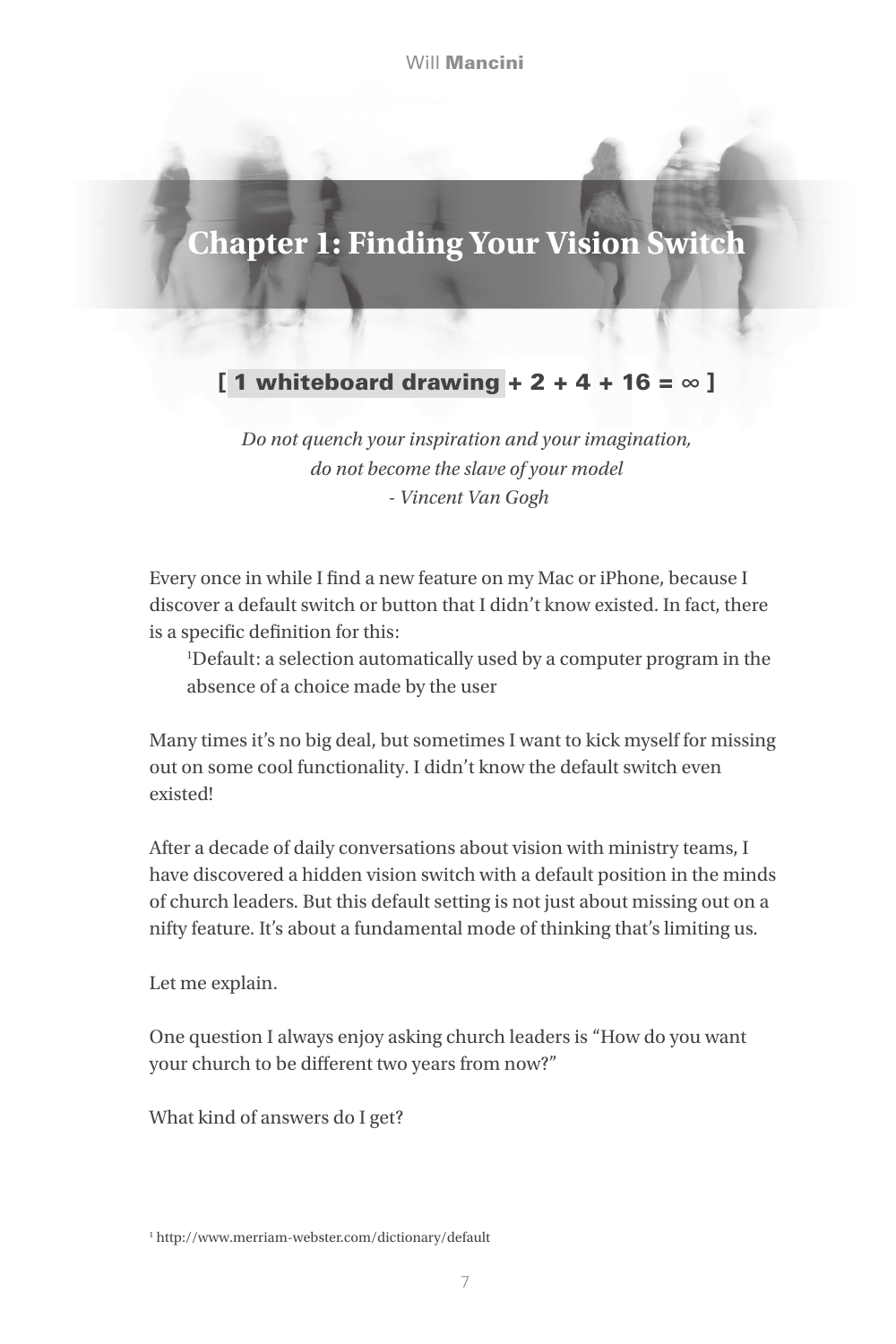# Chapter 1: Finding Your Vision Switch

**[ 1 whiteboard drawing + 2 + 4 + 16 = ∞ ]**

*Do not quench your inspiration and your imagination,*
*do not become the slave of your model*
*- Vincent Van Gogh*

Every once in while I find a new feature on my Mac or iPhone, because I discover a default switch or button that I didn't know existed. In fact, there is a specific definition for this:

> [1]Default: a selection automatically used by a computer program in the absence of a choice made by the user

Many times it's no big deal, but sometimes I want to kick myself for missing out on some cool functionality. I didn't know the default switch even existed!

After a decade of daily conversations about vision with ministry teams, I have discovered a hidden vision switch with a default position in the minds of church leaders. But this default setting is not just about missing out on a nifty feature. It's about a fundamental mode of thinking that's limiting us.

Let me explain.

One question I always enjoy asking church leaders is "How do you want your church to be different two years from now?"

What kind of answers do I get?

[1] http://www.merriam-webster.com/dictionary/default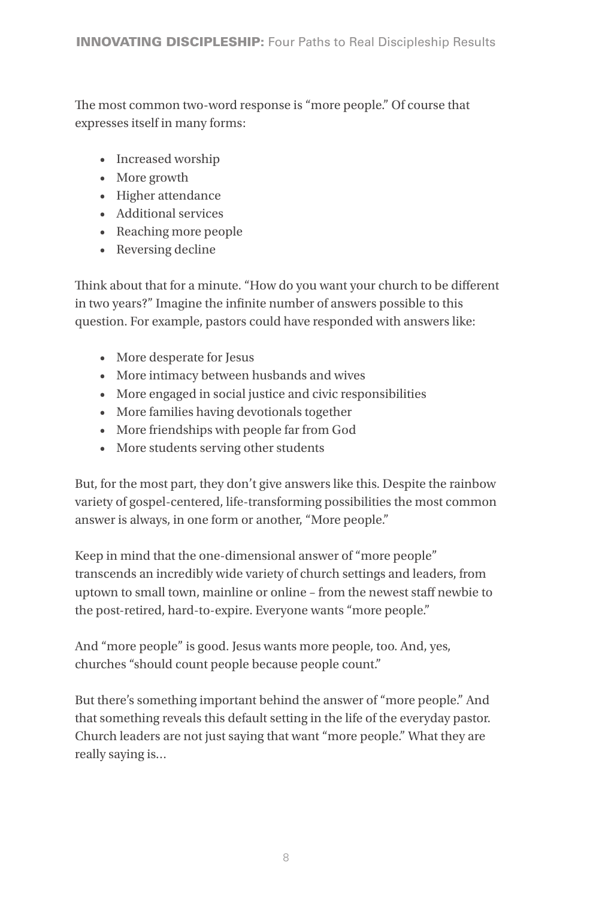The most common two-word response is "more people." Of course that expresses itself in many forms:

- Increased worship
- More growth
- Higher attendance
- Additional services
- Reaching more people
- Reversing decline

Think about that for a minute. "How do you want your church to be different in two years?" Imagine the infinite number of answers possible to this question. For example, pastors could have responded with answers like:

- More desperate for Jesus
- More intimacy between husbands and wives
- More engaged in social justice and civic responsibilities
- More families having devotionals together
- More friendships with people far from God
- More students serving other students

But, for the most part, they don't give answers like this. Despite the rainbow variety of gospel-centered, life-transforming possibilities the most common answer is always, in one form or another, "More people."

Keep in mind that the one-dimensional answer of "more people" transcends an incredibly wide variety of church settings and leaders, from uptown to small town, mainline or online – from the newest staff newbie to the post-retired, hard-to-expire. Everyone wants "more people."

And "more people" is good. Jesus wants more people, too. And, yes, churches "should count people because people count."

But there's something important behind the answer of "more people." And that something reveals this default setting in the life of the everyday pastor. Church leaders are not just saying that want "more people." What they are really saying is…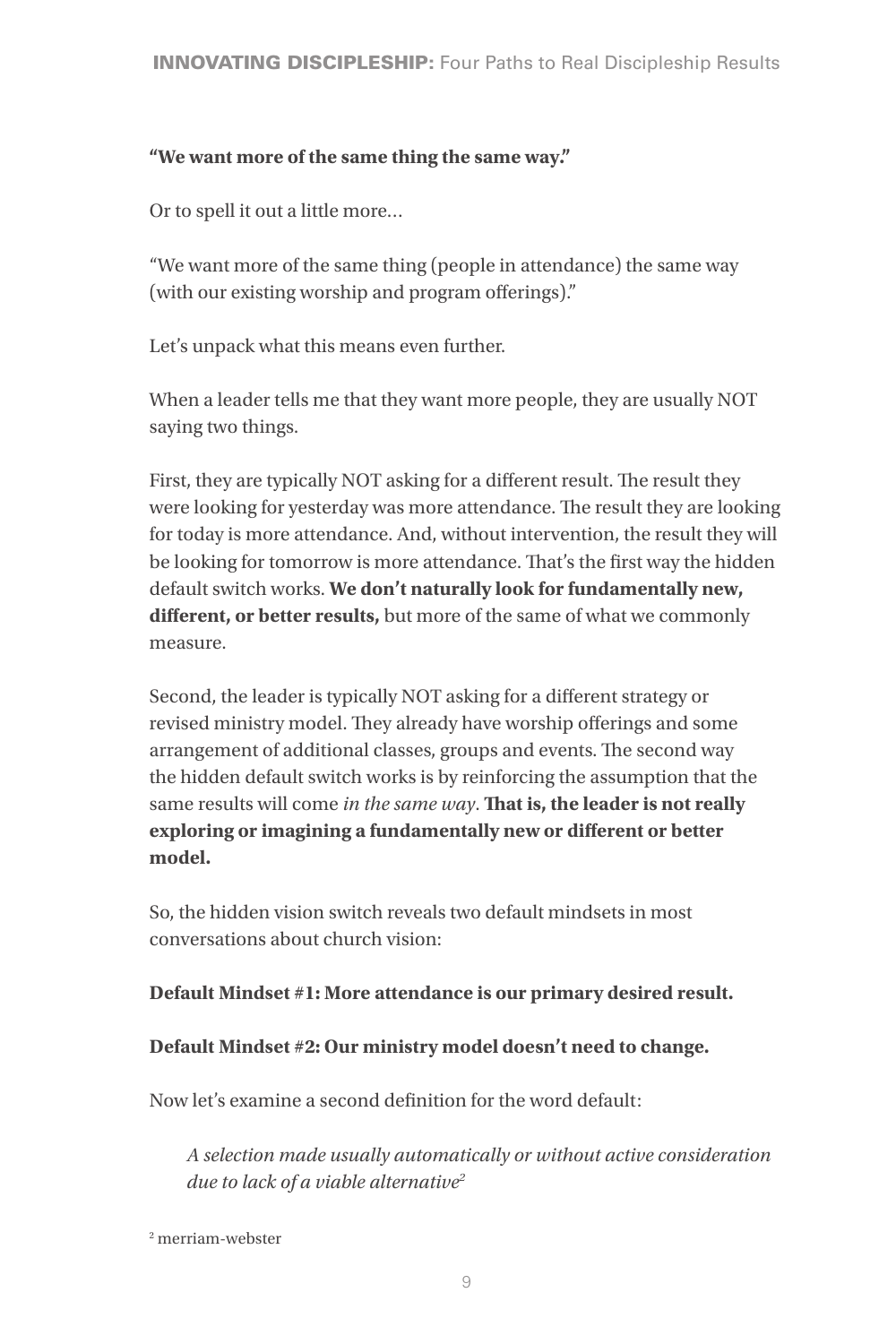**"We want more of the same thing the same way."**

Or to spell it out a little more…

"We want more of the same thing (people in attendance) the same way (with our existing worship and program offerings)."

Let's unpack what this means even further.

When a leader tells me that they want more people, they are usually NOT saying two things.

First, they are typically NOT asking for a different result. The result they were looking for yesterday was more attendance. The result they are looking for today is more attendance. And, without intervention, the result they will be looking for tomorrow is more attendance. That's the first way the hidden default switch works. **We don't naturally look for fundamentally new, different, or better results,** but more of the same of what we commonly measure.

Second, the leader is typically NOT asking for a different strategy or revised ministry model. They already have worship offerings and some arrangement of additional classes, groups and events. The second way the hidden default switch works is by reinforcing the assumption that the same results will come *in the same way*. **That is, the leader is not really exploring or imagining a fundamentally new or different or better model.**

So, the hidden vision switch reveals two default mindsets in most conversations about church vision:

**Default Mindset #1: More attendance is our primary desired result.**

**Default Mindset #2: Our ministry model doesn't need to change.**

Now let's examine a second definition for the word default:

> *A selection made usually automatically or without active consideration due to lack of a viable alternative*[2]

[2] merriam-webster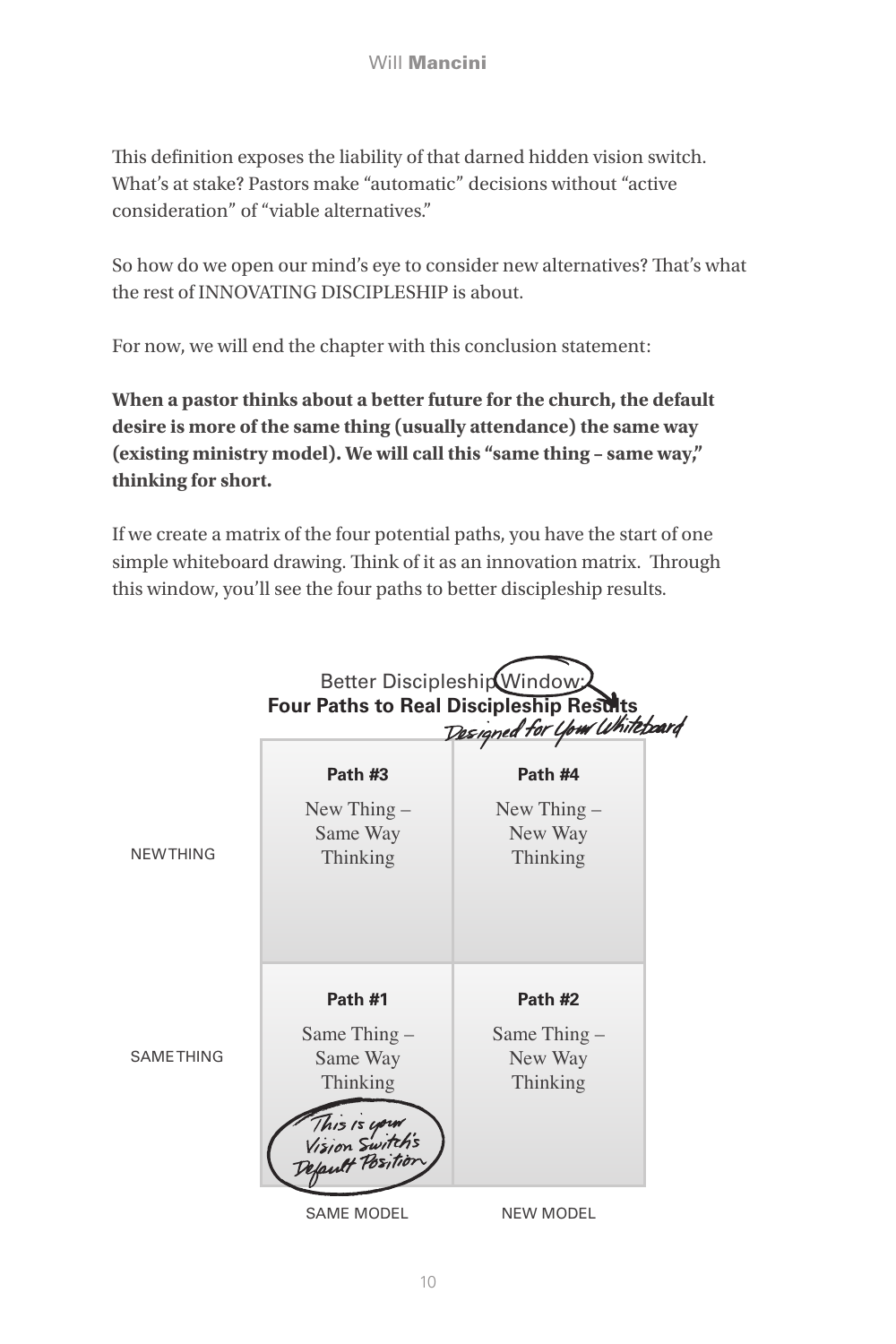This definition exposes the liability of that darned hidden vision switch. What's at stake? Pastors make "automatic" decisions without "active consideration" of "viable alternatives."

So how do we open our mind's eye to consider new alternatives? That's what the rest of INNOVATING DISCIPLESHIP is about.

For now, we will end the chapter with this conclusion statement:

**When a pastor thinks about a better future for the church, the default desire is more of the same thing (usually attendance) the same way (existing ministry model). We will call this "same thing – same way," thinking for short.**

If we create a matrix of the four potential paths, you have the start of one simple whiteboard drawing. Think of it as an innovation matrix. Through this window, you'll see the four paths to better discipleship results.

Better Discipleship Window:
**Four Paths to Real Discipleship Results**
*Designed for Your Whiteboard*

| | SAME MODEL | NEW MODEL |
|---|---|---|
| NEW THING | **Path #3** New Thing – Same Way Thinking | **Path #4** New Thing – New Way Thinking |
| SAME THING | **Path #1** Same Thing – Same Way Thinking *This is your Vision Switch's Default Position* | **Path #2** Same Thing – New Way Thinking |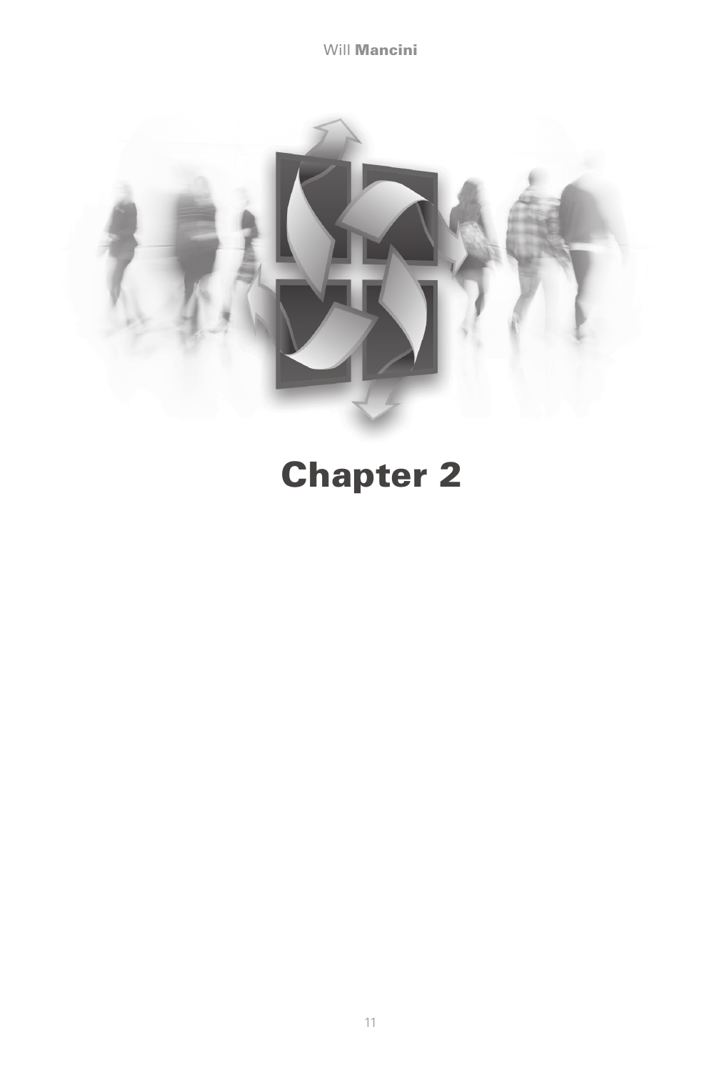# Chapter 2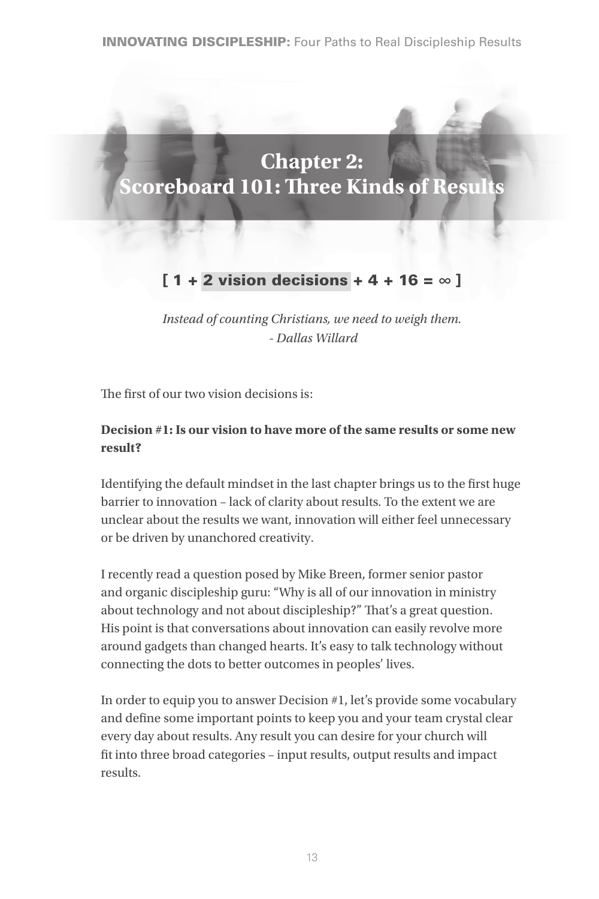# Chapter 2: Scoreboard 101: Three Kinds of Results

**[ 1 + 2 vision decisions + 4 + 16 = ∞ ]**

*Instead of counting Christians, we need to weigh them.*
*- Dallas Willard*

The first of our two vision decisions is:

**Decision #1: Is our vision to have more of the same results or some new result?**

Identifying the default mindset in the last chapter brings us to the first huge barrier to innovation – lack of clarity about results. To the extent we are unclear about the results we want, innovation will either feel unnecessary or be driven by unanchored creativity.

I recently read a question posed by Mike Breen, former senior pastor and organic discipleship guru: "Why is all of our innovation in ministry about technology and not about discipleship?" That's a great question. His point is that conversations about innovation can easily revolve more around gadgets than changed hearts. It's easy to talk technology without connecting the dots to better outcomes in peoples' lives.

In order to equip you to answer Decision #1, let's provide some vocabulary and define some important points to keep you and your team crystal clear every day about results. Any result you can desire for your church will fit into three broad categories – input results, output results and impact results.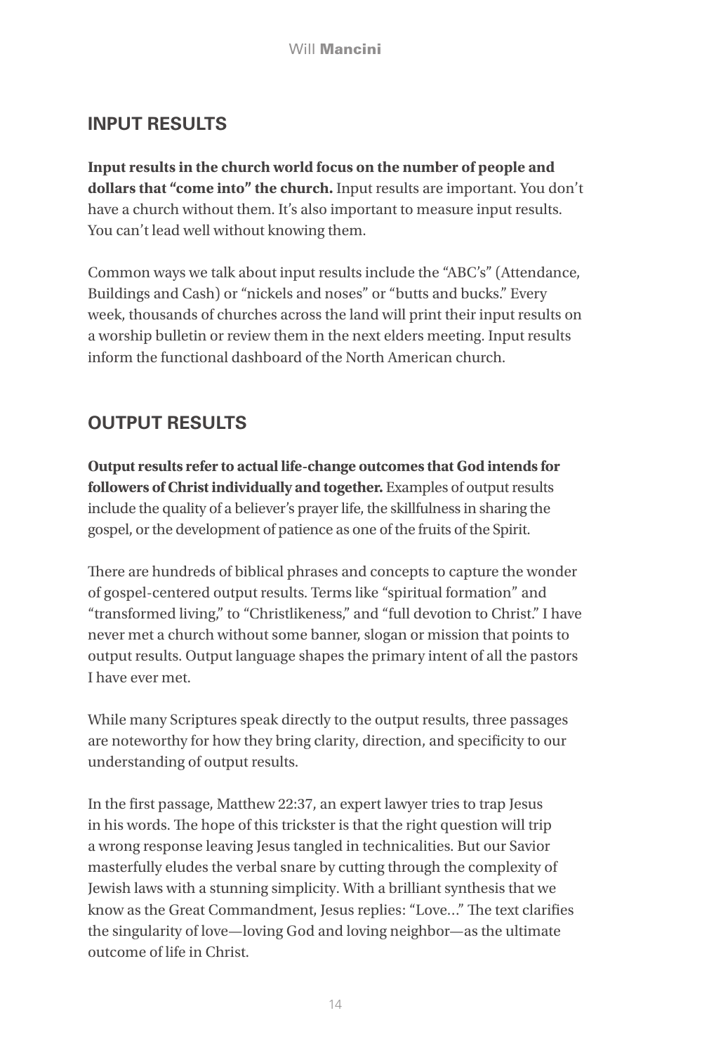## INPUT RESULTS

**Input results in the church world focus on the number of people and dollars that "come into" the church.** Input results are important. You don't have a church without them. It's also important to measure input results. You can't lead well without knowing them.

Common ways we talk about input results include the "ABC's" (Attendance, Buildings and Cash) or "nickels and noses" or "butts and bucks." Every week, thousands of churches across the land will print their input results on a worship bulletin or review them in the next elders meeting. Input results inform the functional dashboard of the North American church.

## OUTPUT RESULTS

**Output results refer to actual life-change outcomes that God intends for followers of Christ individually and together.** Examples of output results include the quality of a believer's prayer life, the skillfulness in sharing the gospel, or the development of patience as one of the fruits of the Spirit.

There are hundreds of biblical phrases and concepts to capture the wonder of gospel-centered output results. Terms like "spiritual formation" and "transformed living," to "Christlikeness," and "full devotion to Christ." I have never met a church without some banner, slogan or mission that points to output results. Output language shapes the primary intent of all the pastors I have ever met.

While many Scriptures speak directly to the output results, three passages are noteworthy for how they bring clarity, direction, and specificity to our understanding of output results.

In the first passage, Matthew 22:37, an expert lawyer tries to trap Jesus in his words. The hope of this trickster is that the right question will trip a wrong response leaving Jesus tangled in technicalities. But our Savior masterfully eludes the verbal snare by cutting through the complexity of Jewish laws with a stunning simplicity. With a brilliant synthesis that we know as the Great Commandment, Jesus replies: "Love…" The text clarifies the singularity of love—loving God and loving neighbor—as the ultimate outcome of life in Christ.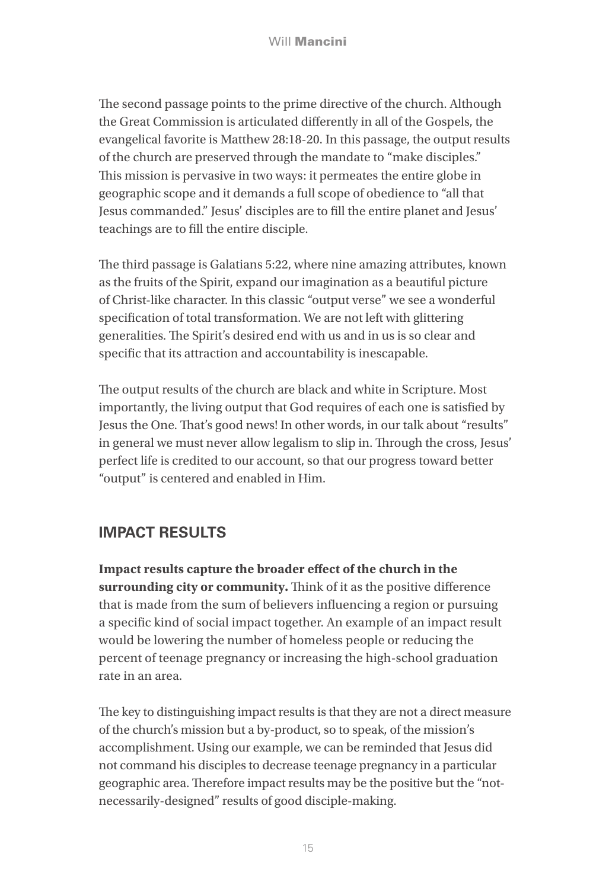The second passage points to the prime directive of the church. Although the Great Commission is articulated differently in all of the Gospels, the evangelical favorite is Matthew 28:18-20. In this passage, the output results of the church are preserved through the mandate to "make disciples." This mission is pervasive in two ways: it permeates the entire globe in geographic scope and it demands a full scope of obedience to "all that Jesus commanded." Jesus' disciples are to fill the entire planet and Jesus' teachings are to fill the entire disciple.

The third passage is Galatians 5:22, where nine amazing attributes, known as the fruits of the Spirit, expand our imagination as a beautiful picture of Christ-like character. In this classic "output verse" we see a wonderful specification of total transformation. We are not left with glittering generalities. The Spirit's desired end with us and in us is so clear and specific that its attraction and accountability is inescapable.

The output results of the church are black and white in Scripture. Most importantly, the living output that God requires of each one is satisfied by Jesus the One. That's good news! In other words, in our talk about "results" in general we must never allow legalism to slip in. Through the cross, Jesus' perfect life is credited to our account, so that our progress toward better "output" is centered and enabled in Him.

## IMPACT RESULTS

**Impact results capture the broader effect of the church in the surrounding city or community.** Think of it as the positive difference that is made from the sum of believers influencing a region or pursuing a specific kind of social impact together. An example of an impact result would be lowering the number of homeless people or reducing the percent of teenage pregnancy or increasing the high-school graduation rate in an area.

The key to distinguishing impact results is that they are not a direct measure of the church's mission but a by-product, so to speak, of the mission's accomplishment. Using our example, we can be reminded that Jesus did not command his disciples to decrease teenage pregnancy in a particular geographic area. Therefore impact results may be the positive but the "not-necessarily-designed" results of good disciple-making.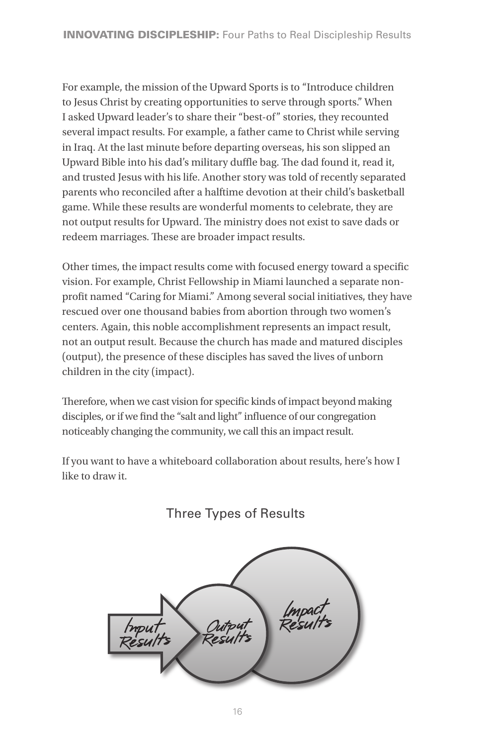For example, the mission of the Upward Sports is to "Introduce children to Jesus Christ by creating opportunities to serve through sports." When I asked Upward leader's to share their "best-of" stories, they recounted several impact results. For example, a father came to Christ while serving in Iraq. At the last minute before departing overseas, his son slipped an Upward Bible into his dad's military duffle bag. The dad found it, read it, and trusted Jesus with his life. Another story was told of recently separated parents who reconciled after a halftime devotion at their child's basketball game. While these results are wonderful moments to celebrate, they are not output results for Upward. The ministry does not exist to save dads or redeem marriages. These are broader impact results.

Other times, the impact results come with focused energy toward a specific vision. For example, Christ Fellowship in Miami launched a separate non-profit named "Caring for Miami." Among several social initiatives, they have rescued over one thousand babies from abortion through two women's centers. Again, this noble accomplishment represents an impact result, not an output result. Because the church has made and matured disciples (output), the presence of these disciples has saved the lives of unborn children in the city (impact).

Therefore, when we cast vision for specific kinds of impact beyond making disciples, or if we find the "salt and light" influence of our congregation noticeably changing the community, we call this an impact result.

If you want to have a whiteboard collaboration about results, here's how I like to draw it.

Three Types of Results

Input Results

Output Results

Impact Results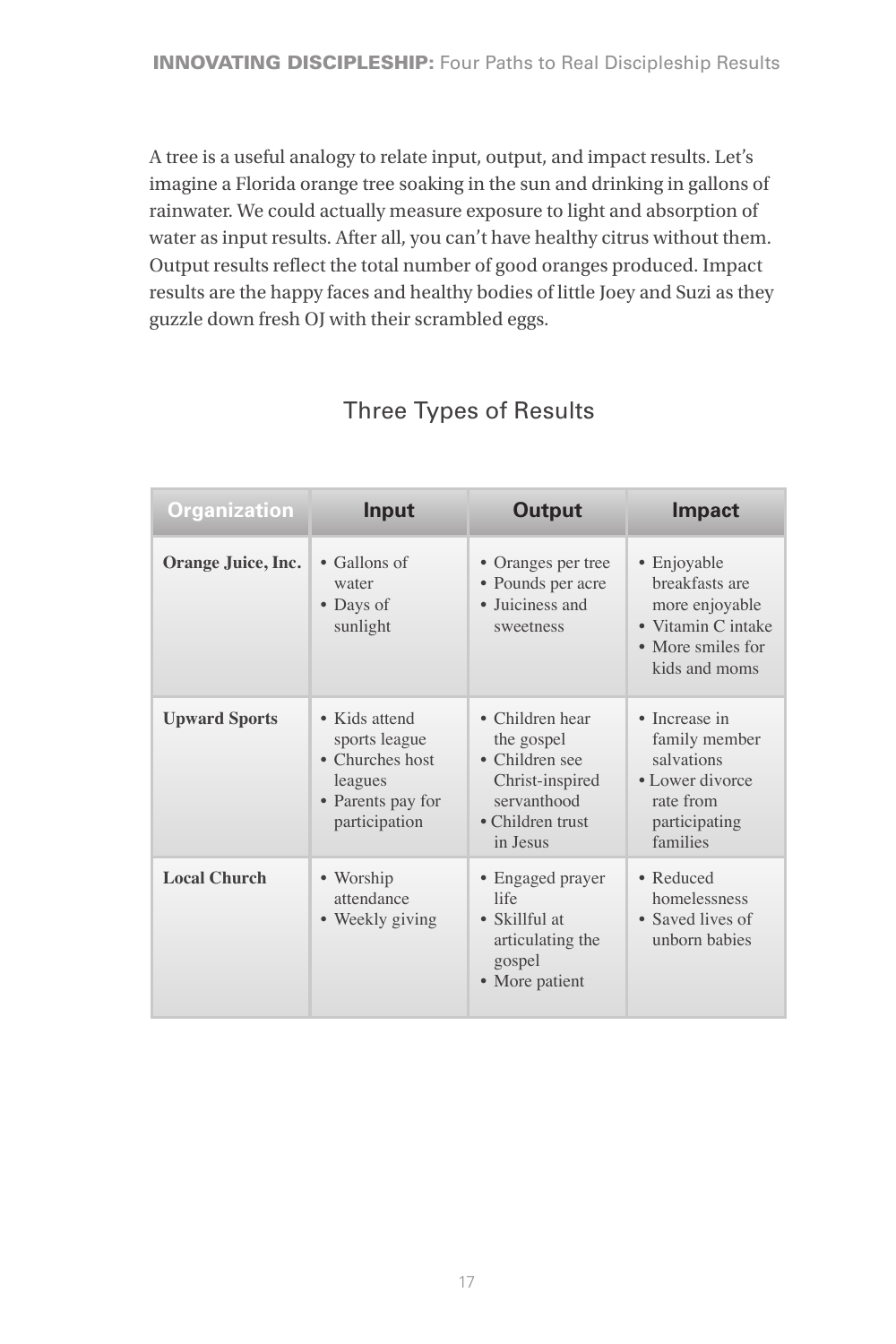A tree is a useful analogy to relate input, output, and impact results. Let's imagine a Florida orange tree soaking in the sun and drinking in gallons of rainwater. We could actually measure exposure to light and absorption of water as input results. After all, you can't have healthy citrus without them. Output results reflect the total number of good oranges produced. Impact results are the happy faces and healthy bodies of little Joey and Suzi as they guzzle down fresh OJ with their scrambled eggs.

## Three Types of Results

| Organization | Input | Output | Impact |
|---|---|---|---|
| **Orange Juice, Inc.** | • Gallons of water<br>• Days of sunlight | • Oranges per tree<br>• Pounds per acre<br>• Juiciness and sweetness | • Enjoyable breakfasts are more enjoyable<br>• Vitamin C intake<br>• More smiles for kids and moms |
| **Upward Sports** | • Kids attend sports league<br>• Churches host leagues<br>• Parents pay for participation | • Children hear the gospel<br>• Children see Christ-inspired servanthood<br>• Children trust in Jesus | • Increase in family member salvations<br>• Lower divorce rate from participating families |
| **Local Church** | • Worship attendance<br>• Weekly giving | • Engaged prayer life<br>• Skillful at articulating the gospel<br>• More patient | • Reduced homelessness<br>• Saved lives of unborn babies |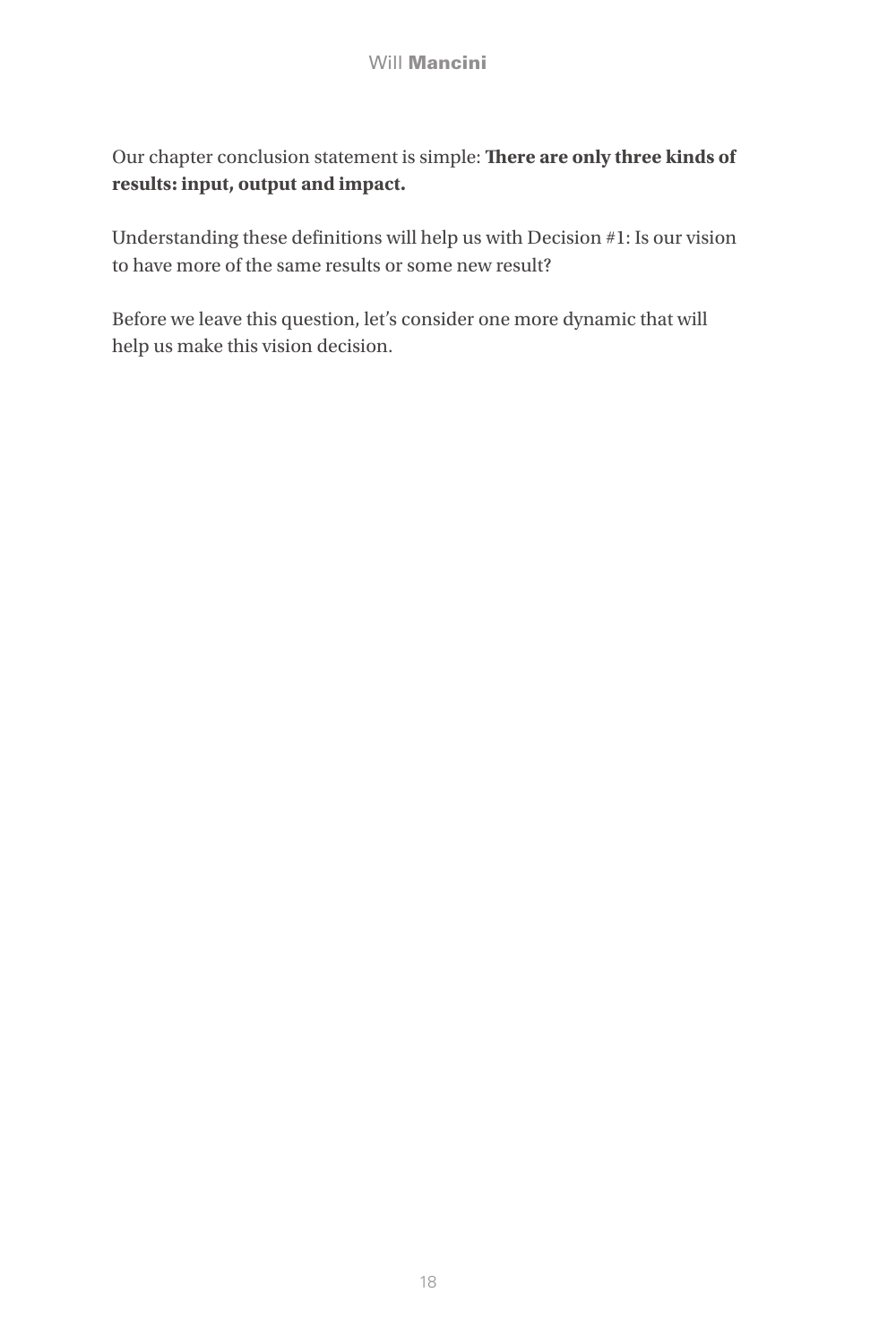Our chapter conclusion statement is simple: **There are only three kinds of results: input, output and impact.**

Understanding these definitions will help us with Decision #1: Is our vision to have more of the same results or some new result?

Before we leave this question, let's consider one more dynamic that will help us make this vision decision.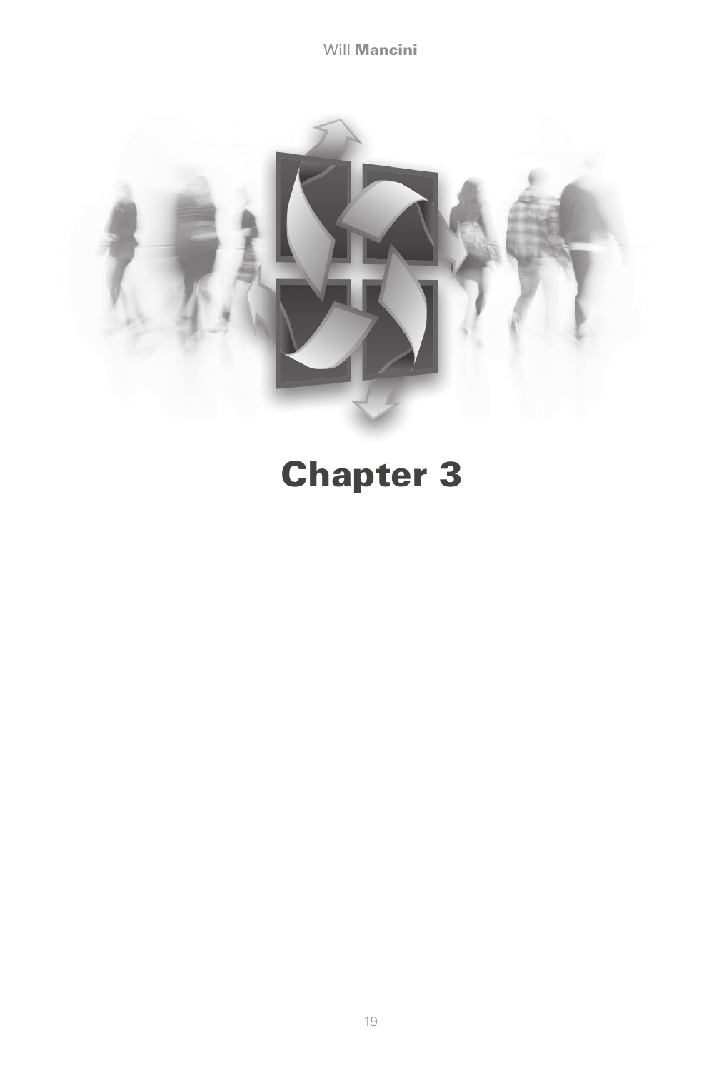# Chapter 3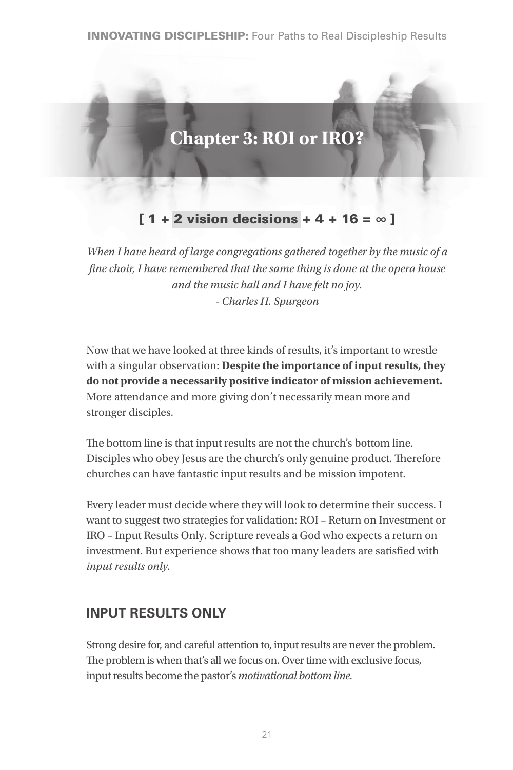# Chapter 3: ROI or IRO?

**[ 1 + 2 vision decisions + 4 + 16 = ∞ ]**

*When I have heard of large congregations gathered together by the music of a fine choir, I have remembered that the same thing is done at the opera house and the music hall and I have felt no joy.*
*- Charles H. Spurgeon*

Now that we have looked at three kinds of results, it's important to wrestle with a singular observation: **Despite the importance of input results, they do not provide a necessarily positive indicator of mission achievement.** More attendance and more giving don't necessarily mean more and stronger disciples.

The bottom line is that input results are not the church's bottom line. Disciples who obey Jesus are the church's only genuine product. Therefore churches can have fantastic input results and be mission impotent.

Every leader must decide where they will look to determine their success. I want to suggest two strategies for validation: ROI – Return on Investment or IRO – Input Results Only. Scripture reveals a God who expects a return on investment. But experience shows that too many leaders are satisfied with *input results only*.

## INPUT RESULTS ONLY

Strong desire for, and careful attention to, input results are never the problem. The problem is when that's all we focus on. Over time with exclusive focus, input results become the pastor's *motivational bottom line*.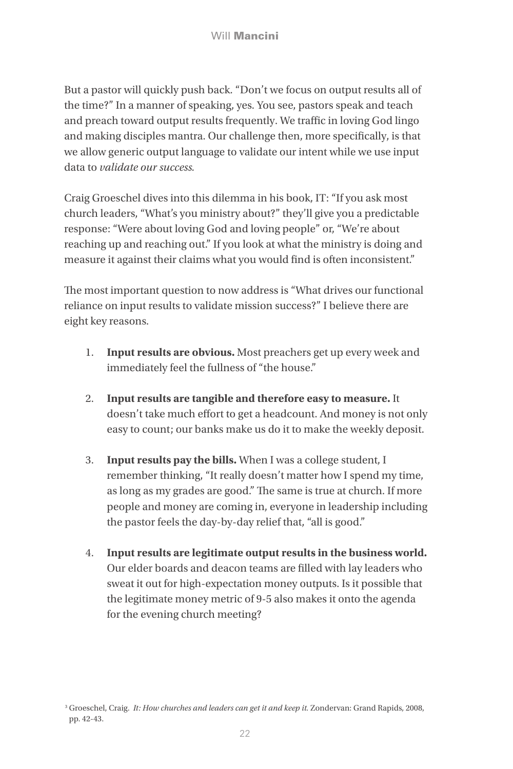But a pastor will quickly push back. "Don't we focus on output results all of the time?" In a manner of speaking, yes. You see, pastors speak and teach and preach toward output results frequently. We traffic in loving God lingo and making disciples mantra. Our challenge then, more specifically, is that we allow generic output language to validate our intent while we use input data to *validate our success.*

Craig Groeschel dives into this dilemma in his book, IT: "If you ask most church leaders, "What's you ministry about?" they'll give you a predictable response: "Were about loving God and loving people" or, "We're about reaching up and reaching out." If you look at what the ministry is doing and measure it against their claims what you would find is often inconsistent."

The most important question to now address is "What drives our functional reliance on input results to validate mission success?" I believe there are eight key reasons.

1. **Input results are obvious.** Most preachers get up every week and immediately feel the fullness of "the house."

2. **Input results are tangible and therefore easy to measure.** It doesn't take much effort to get a headcount. And money is not only easy to count; our banks make us do it to make the weekly deposit.

3. **Input results pay the bills.** When I was a college student, I remember thinking, "It really doesn't matter how I spend my time, as long as my grades are good." The same is true at church. If more people and money are coming in, everyone in leadership including the pastor feels the day-by-day relief that, "all is good."

4. **Input results are legitimate output results in the business world.** Our elder boards and deacon teams are filled with lay leaders who sweat it out for high-expectation money outputs. Is it possible that the legitimate money metric of 9-5 also makes it onto the agenda for the evening church meeting?

[3] Groeschel, Craig. *It: How churches and leaders can get it and keep it.* Zondervan: Grand Rapids, 2008, pp. 42-43.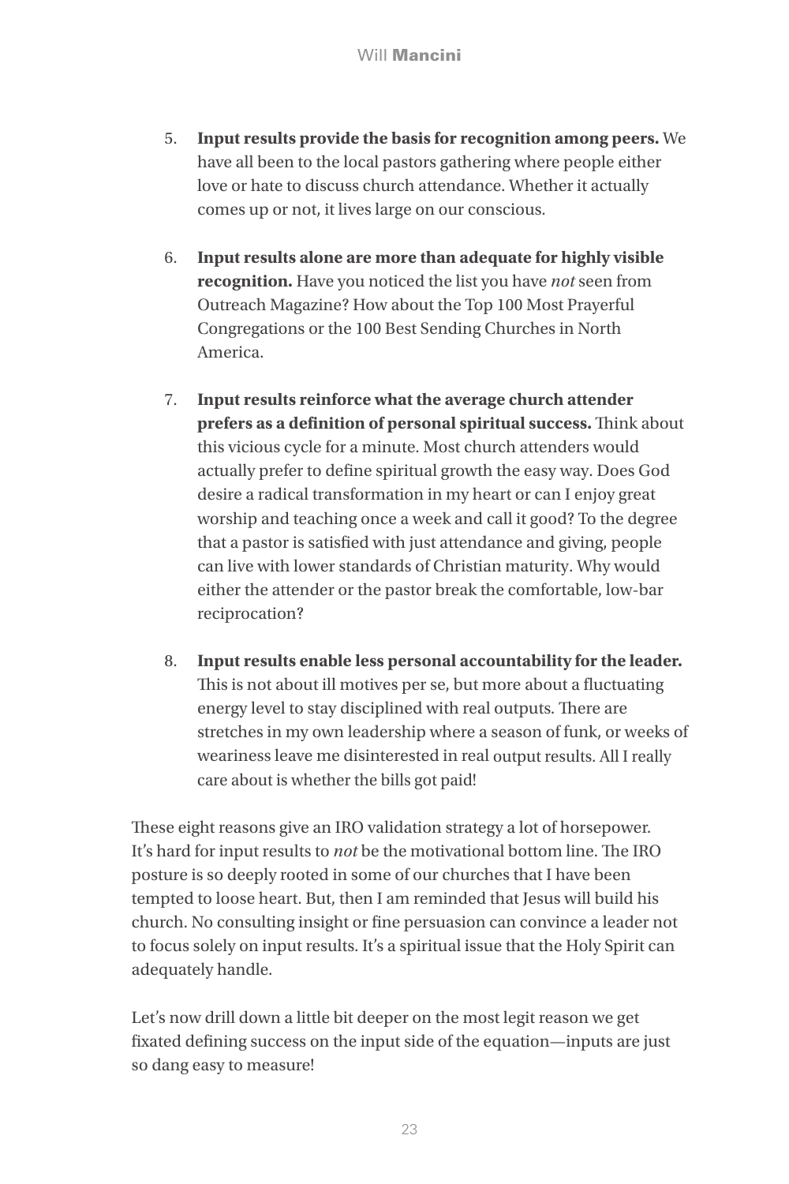5. **Input results provide the basis for recognition among peers.** We have all been to the local pastors gathering where people either love or hate to discuss church attendance. Whether it actually comes up or not, it lives large on our conscious.

6. **Input results alone are more than adequate for highly visible recognition.** Have you noticed the list you have *not* seen from Outreach Magazine? How about the Top 100 Most Prayerful Congregations or the 100 Best Sending Churches in North America.

7. **Input results reinforce what the average church attender prefers as a definition of personal spiritual success.** Think about this vicious cycle for a minute. Most church attenders would actually prefer to define spiritual growth the easy way. Does God desire a radical transformation in my heart or can I enjoy great worship and teaching once a week and call it good? To the degree that a pastor is satisfied with just attendance and giving, people can live with lower standards of Christian maturity. Why would either the attender or the pastor break the comfortable, low-bar reciprocation?

8. **Input results enable less personal accountability for the leader.** This is not about ill motives per se, but more about a fluctuating energy level to stay disciplined with real outputs. There are stretches in my own leadership where a season of funk, or weeks of weariness leave me disinterested in real output results. All I really care about is whether the bills got paid!

These eight reasons give an IRO validation strategy a lot of horsepower. It's hard for input results to *not* be the motivational bottom line. The IRO posture is so deeply rooted in some of our churches that I have been tempted to loose heart. But, then I am reminded that Jesus will build his church. No consulting insight or fine persuasion can convince a leader not to focus solely on input results. It's a spiritual issue that the Holy Spirit can adequately handle.

Let's now drill down a little bit deeper on the most legit reason we get fixated defining success on the input side of the equation—inputs are just so dang easy to measure!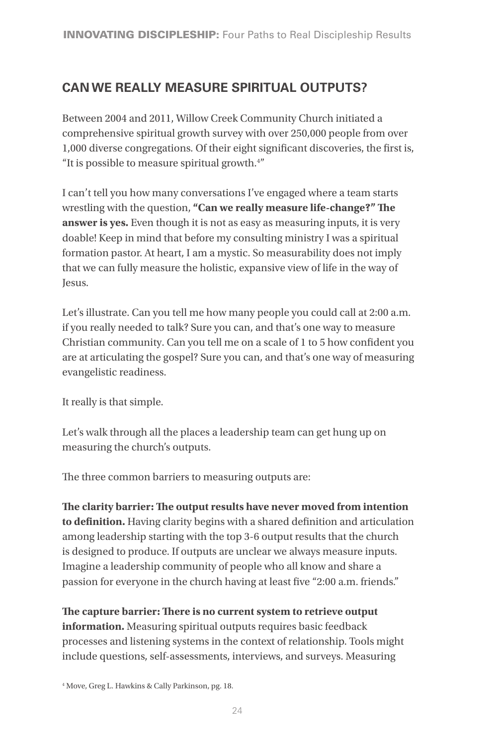## CAN WE REALLY MEASURE SPIRITUAL OUTPUTS?

Between 2004 and 2011, Willow Creek Community Church initiated a comprehensive spiritual growth survey with over 250,000 people from over 1,000 diverse congregations. Of their eight significant discoveries, the first is, "It is possible to measure spiritual growth.[4]"

I can't tell you how many conversations I've engaged where a team starts wrestling with the question, **"Can we really measure life-change?" The answer is yes.** Even though it is not as easy as measuring inputs, it is very doable! Keep in mind that before my consulting ministry I was a spiritual formation pastor. At heart, I am a mystic. So measurability does not imply that we can fully measure the holistic, expansive view of life in the way of Jesus.

Let's illustrate. Can you tell me how many people you could call at 2:00 a.m. if you really needed to talk? Sure you can, and that's one way to measure Christian community. Can you tell me on a scale of 1 to 5 how confident you are at articulating the gospel? Sure you can, and that's one way of measuring evangelistic readiness.

It really is that simple.

Let's walk through all the places a leadership team can get hung up on measuring the church's outputs.

The three common barriers to measuring outputs are:

**The clarity barrier: The output results have never moved from intention to definition.** Having clarity begins with a shared definition and articulation among leadership starting with the top 3-6 output results that the church is designed to produce. If outputs are unclear we always measure inputs. Imagine a leadership community of people who all know and share a passion for everyone in the church having at least five "2:00 a.m. friends."

**The capture barrier: There is no current system to retrieve output information.** Measuring spiritual outputs requires basic feedback processes and listening systems in the context of relationship. Tools might include questions, self-assessments, interviews, and surveys. Measuring

[4] Move, Greg L. Hawkins & Cally Parkinson, pg. 18.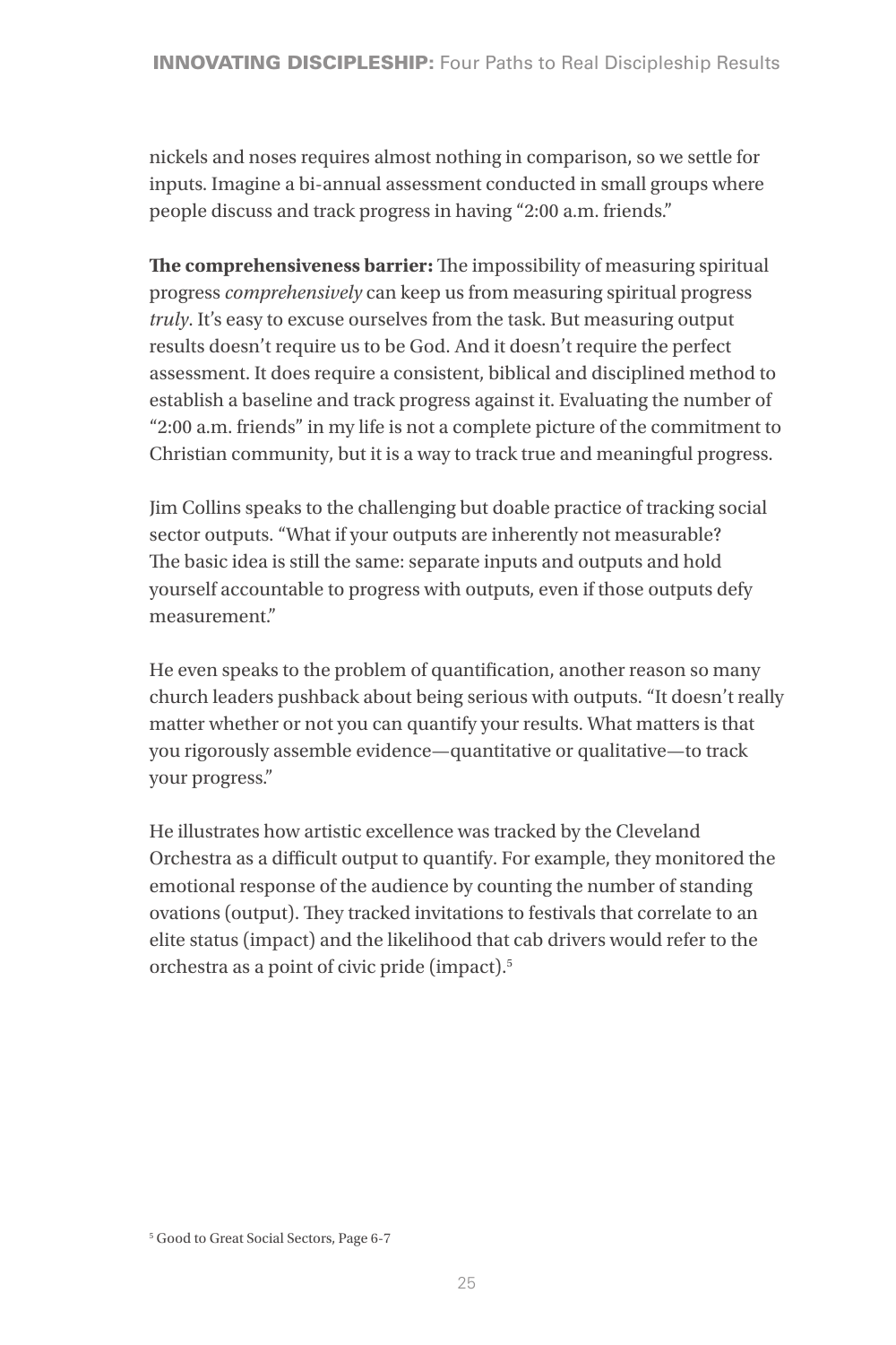nickels and noses requires almost nothing in comparison, so we settle for inputs. Imagine a bi-annual assessment conducted in small groups where people discuss and track progress in having "2:00 a.m. friends."

**The comprehensiveness barrier:** The impossibility of measuring spiritual progress *comprehensively* can keep us from measuring spiritual progress *truly*. It's easy to excuse ourselves from the task. But measuring output results doesn't require us to be God. And it doesn't require the perfect assessment. It does require a consistent, biblical and disciplined method to establish a baseline and track progress against it. Evaluating the number of "2:00 a.m. friends" in my life is not a complete picture of the commitment to Christian community, but it is a way to track true and meaningful progress.

Jim Collins speaks to the challenging but doable practice of tracking social sector outputs. "What if your outputs are inherently not measurable? The basic idea is still the same: separate inputs and outputs and hold yourself accountable to progress with outputs, even if those outputs defy measurement."

He even speaks to the problem of quantification, another reason so many church leaders pushback about being serious with outputs. "It doesn't really matter whether or not you can quantify your results. What matters is that you rigorously assemble evidence—quantitative or qualitative—to track your progress."

He illustrates how artistic excellence was tracked by the Cleveland Orchestra as a difficult output to quantify. For example, they monitored the emotional response of the audience by counting the number of standing ovations (output). They tracked invitations to festivals that correlate to an elite status (impact) and the likelihood that cab drivers would refer to the orchestra as a point of civic pride (impact).[5]

[5] Good to Great Social Sectors, Page 6-7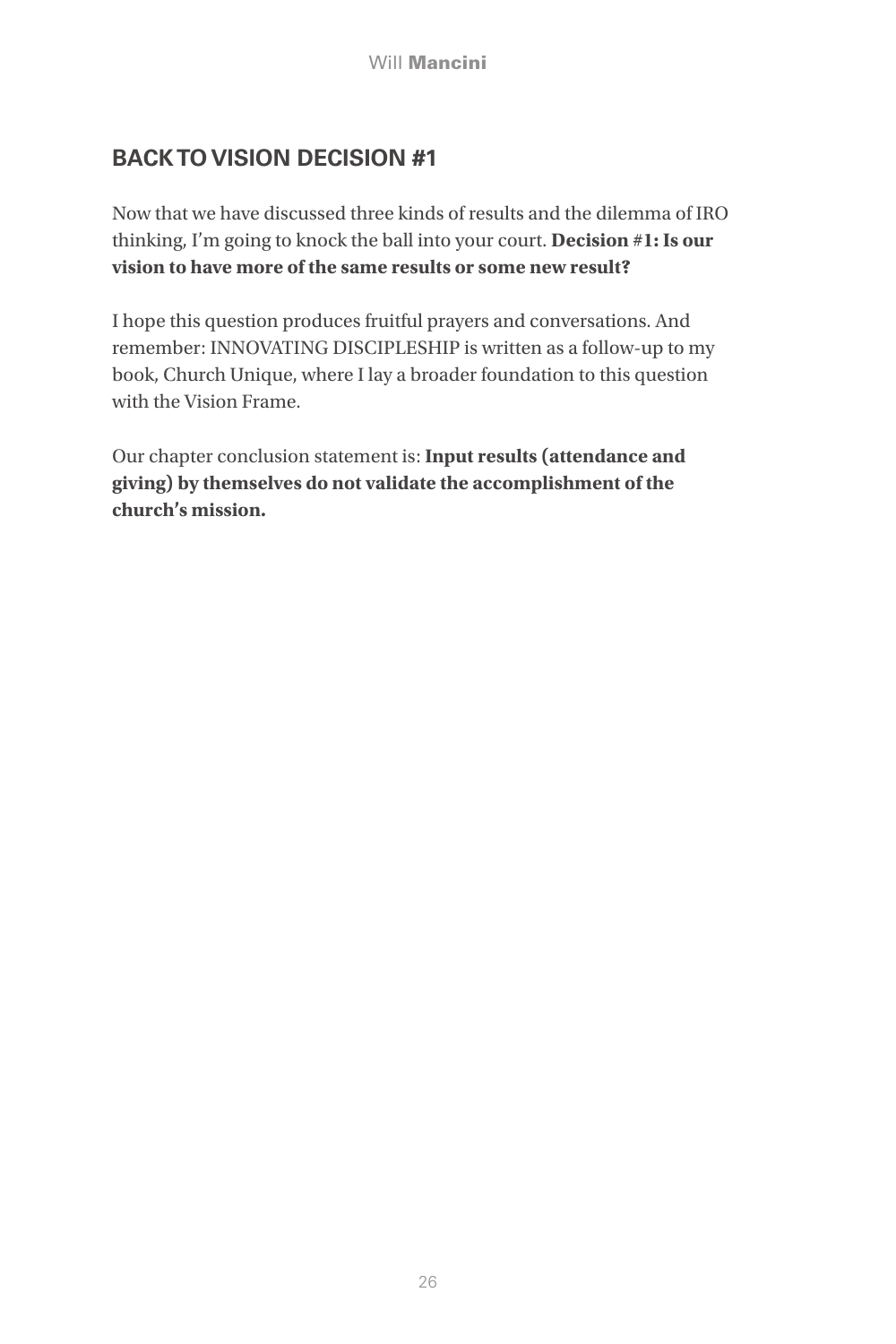## BACK TO VISION DECISION #1

Now that we have discussed three kinds of results and the dilemma of IRO thinking, I'm going to knock the ball into your court. **Decision #1: Is our vision to have more of the same results or some new result?**

I hope this question produces fruitful prayers and conversations. And remember: INNOVATING DISCIPLESHIP is written as a follow-up to my book, Church Unique, where I lay a broader foundation to this question with the Vision Frame.

Our chapter conclusion statement is: **Input results (attendance and giving) by themselves do not validate the accomplishment of the church's mission.**